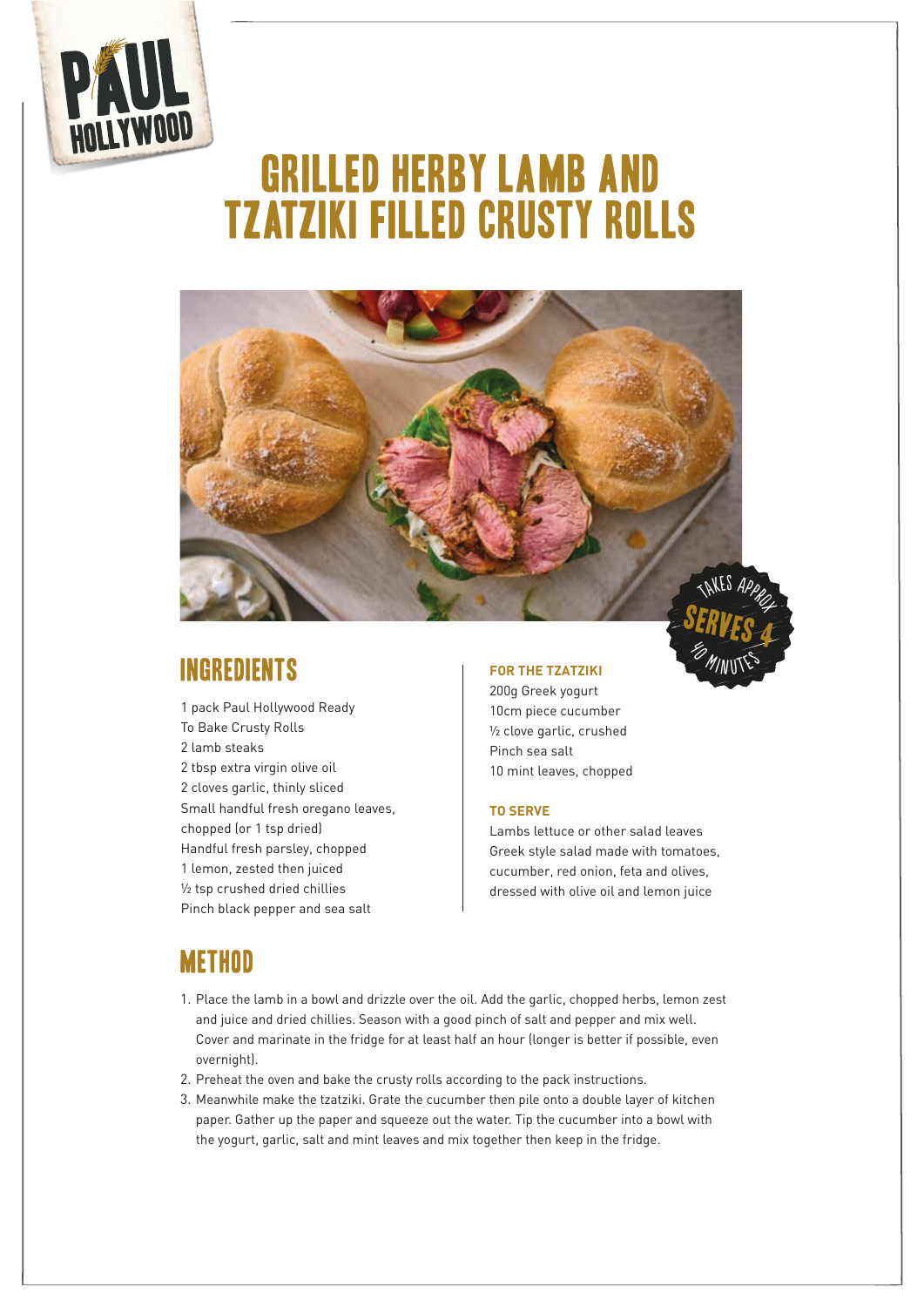# GRILLED HERBY LAMB AND TZATZIKI FILLED CRUSTY ROLLS

TAKES APPROX 40 MINUTES

SERVES 4

## INGREDIENTS

1 pack Paul Hollywood Ready To Bake Crusty Rolls
2 lamb steaks
2 tbsp extra virgin olive oil
2 cloves garlic, thinly sliced
Small handful fresh oregano leaves, chopped (or 1 tsp dried)
Handful fresh parsley, chopped
1 lemon, zested then juiced
½ tsp crushed dried chillies
Pinch black pepper and sea salt

**FOR THE TZATZIKI**

200g Greek yogurt
10cm piece cucumber
½ clove garlic, crushed
Pinch sea salt
10 mint leaves, chopped

**TO SERVE**

Lambs lettuce or other salad leaves
Greek style salad made with tomatoes, cucumber, red onion, feta and olives, dressed with olive oil and lemon juice

## METHOD

1. Place the lamb in a bowl and drizzle over the oil. Add the garlic, chopped herbs, lemon zest and juice and dried chillies. Season with a good pinch of salt and pepper and mix well. Cover and marinate in the fridge for at least half an hour (longer is better if possible, even overnight).
2. Preheat the oven and bake the crusty rolls according to the pack instructions.
3. Meanwhile make the tzatziki. Grate the cucumber then pile onto a double layer of kitchen paper. Gather up the paper and squeeze out the water. Tip the cucumber into a bowl with the yogurt, garlic, salt and mint leaves and mix together then keep in the fridge.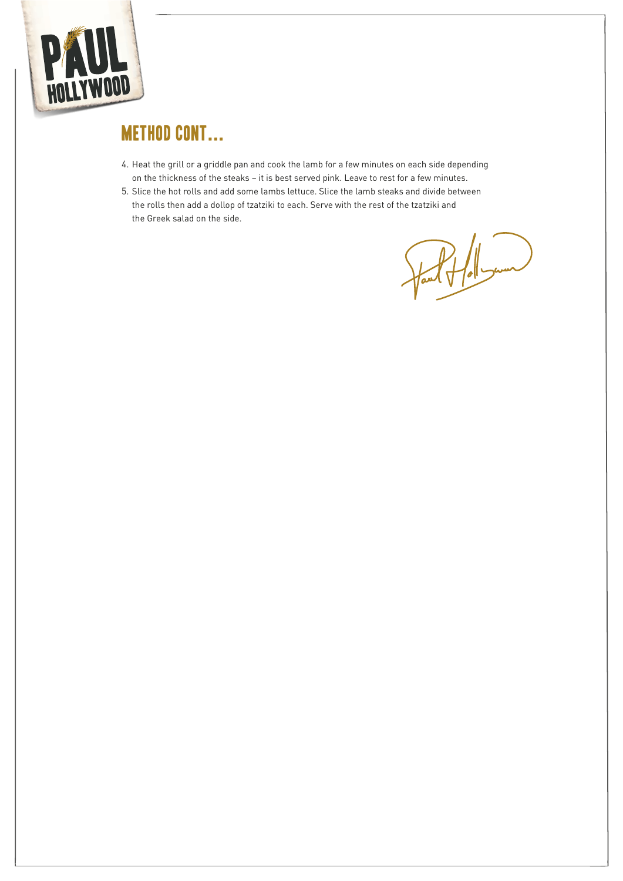## METHOD CONT...

4. Heat the grill or a griddle pan and cook the lamb for a few minutes on each side depending on the thickness of the steaks – it is best served pink. Leave to rest for a few minutes.
5. Slice the hot rolls and add some lambs lettuce. Slice the lamb steaks and divide between the rolls then add a dollop of tzatziki to each. Serve with the rest of the tzatziki and the Greek salad on the side.